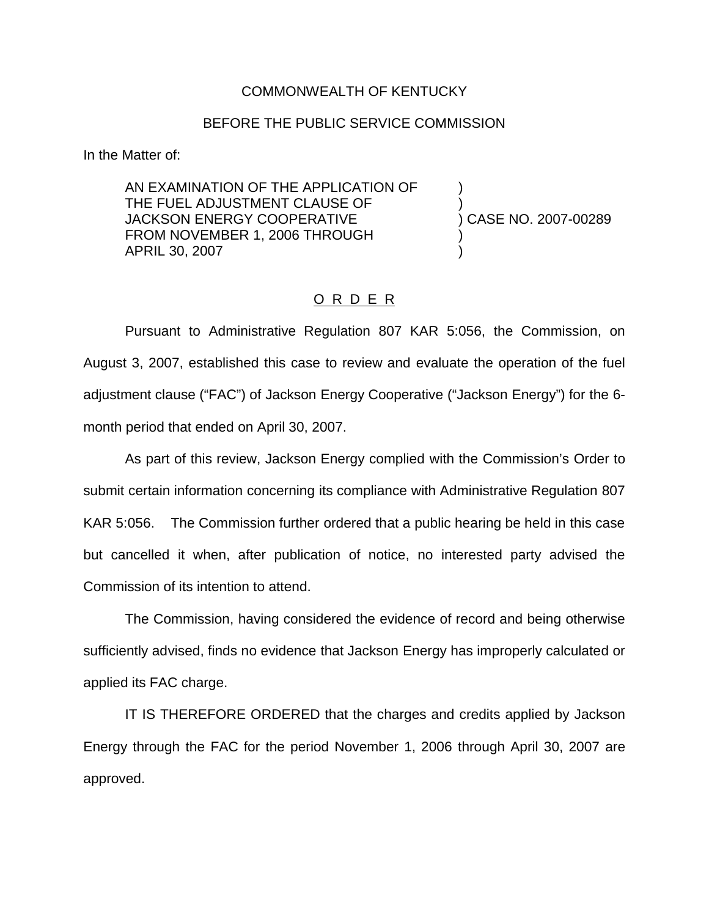COMMONWEALTH OF KENTUCKY

BEFORE THE PUBLIC SERVICE COMMISSION

In the Matter of:

AN EXAMINATION OF THE APPLICATION OF THE FUEL ADJUSTMENT CLAUSE OF JACKSON ENERGY COOPERATIVE FROM NOVEMBER 1, 2006 THROUGH APRIL 30, 2007 ) CASE NO. 2007-00289

## O R D E R

Pursuant to Administrative Regulation 807 KAR 5:056, the Commission, on August 3, 2007, established this case to review and evaluate the operation of the fuel adjustment clause ("FAC") of Jackson Energy Cooperative ("Jackson Energy") for the 6-month period that ended on April 30, 2007.

As part of this review, Jackson Energy complied with the Commission's Order to submit certain information concerning its compliance with Administrative Regulation 807 KAR 5:056. The Commission further ordered that a public hearing be held in this case but cancelled it when, after publication of notice, no interested party advised the Commission of its intention to attend.

The Commission, having considered the evidence of record and being otherwise sufficiently advised, finds no evidence that Jackson Energy has improperly calculated or applied its FAC charge.

IT IS THEREFORE ORDERED that the charges and credits applied by Jackson Energy through the FAC for the period November 1, 2006 through April 30, 2007 are approved.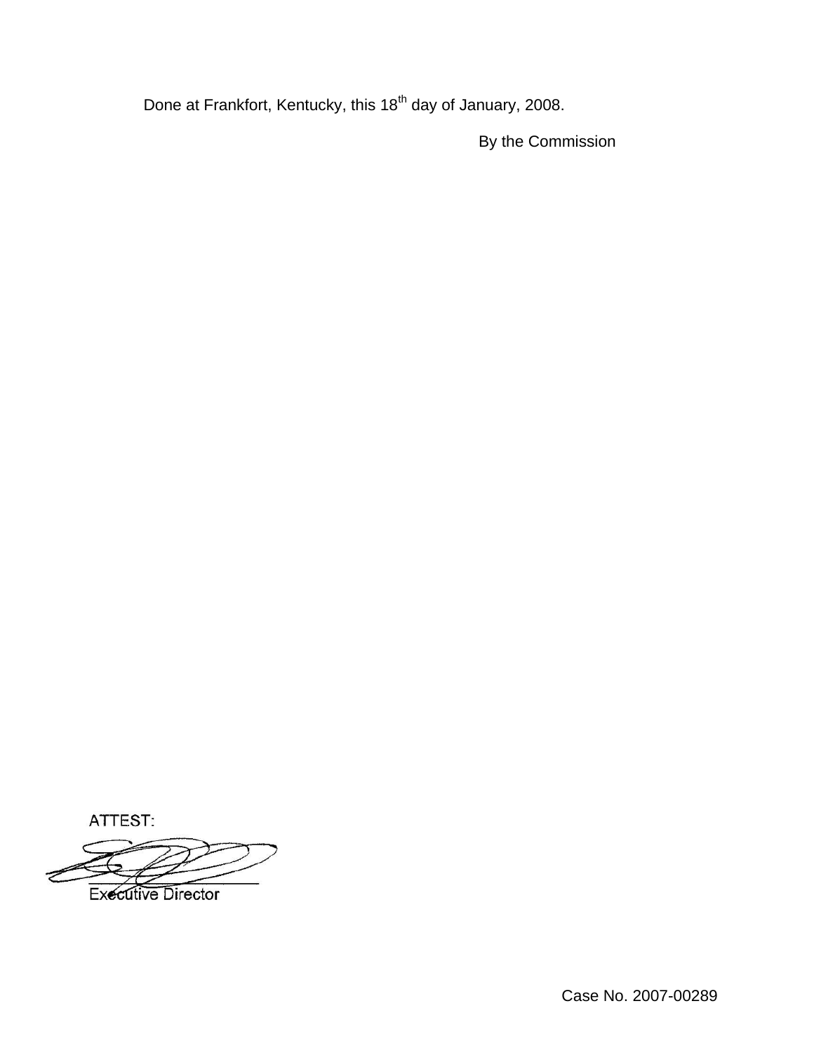Done at Frankfort, Kentucky, this 18th day of January, 2008.

By the Commission

ATTEST:

Executive Director

Case No. 2007-00289